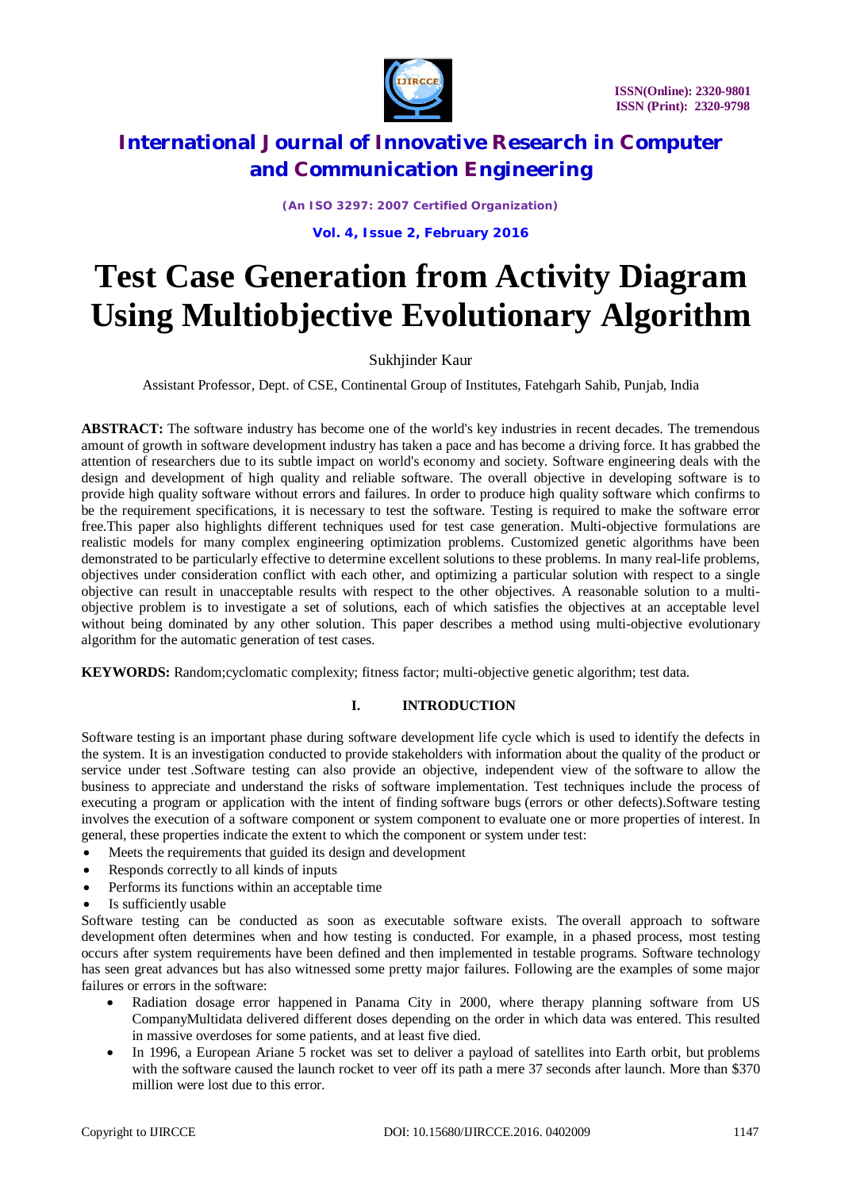# Test Case Generation from Activity Diagram Using Multiobjective Evolutionary Algorithm

Sukhjinder Kaur

Assistant Professor, Dept. of CSE, Continental Group of Institutes, Fatehgarh Sahib, Punjab, India

**ABSTRACT:** The software industry has become one of the world's key industries in recent decades. The tremendous amount of growth in software development industry has taken a pace and has become a driving force. It has grabbed the attention of researchers due to its subtle impact on world's economy and society. Software engineering deals with the design and development of high quality and reliable software. The overall objective in developing software is to provide high quality software without errors and failures. In order to produce high quality software which confirms to be the requirement specifications, it is necessary to test the software. Testing is required to make the software error free.This paper also highlights different techniques used for test case generation. Multi-objective formulations are realistic models for many complex engineering optimization problems. Customized genetic algorithms have been demonstrated to be particularly effective to determine excellent solutions to these problems. In many real-life problems, objectives under consideration conflict with each other, and optimizing a particular solution with respect to a single objective can result in unacceptable results with respect to the other objectives. A reasonable solution to a multi-objective problem is to investigate a set of solutions, each of which satisfies the objectives at an acceptable level without being dominated by any other solution. This paper describes a method using multi-objective evolutionary algorithm for the automatic generation of test cases.

**KEYWORDS:** Random;cyclomatic complexity; fitness factor; multi-objective genetic algorithm; test data.

## I. INTRODUCTION

Software testing is an important phase during software development life cycle which is used to identify the defects in the system. It is an investigation conducted to provide stakeholders with information about the quality of the product or service under test .Software testing can also provide an objective, independent view of the software to allow the business to appreciate and understand the risks of software implementation. Test techniques include the process of executing a program or application with the intent of finding software bugs (errors or other defects).Software testing involves the execution of a software component or system component to evaluate one or more properties of interest. In general, these properties indicate the extent to which the component or system under test:

- Meets the requirements that guided its design and development
- Responds correctly to all kinds of inputs
- Performs its functions within an acceptable time
- Is sufficiently usable

Software testing can be conducted as soon as executable software exists. The overall approach to software development often determines when and how testing is conducted. For example, in a phased process, most testing occurs after system requirements have been defined and then implemented in testable programs. Software technology has seen great advances but has also witnessed some pretty major failures. Following are the examples of some major failures or errors in the software:

- Radiation dosage error happened in Panama City in 2000, where therapy planning software from US CompanyMultidata delivered different doses depending on the order in which data was entered. This resulted in massive overdoses for some patients, and at least five died.
- In 1996, a European Ariane 5 rocket was set to deliver a payload of satellites into Earth orbit, but problems with the software caused the launch rocket to veer off its path a mere 37 seconds after launch. More than $370 million were lost due to this error.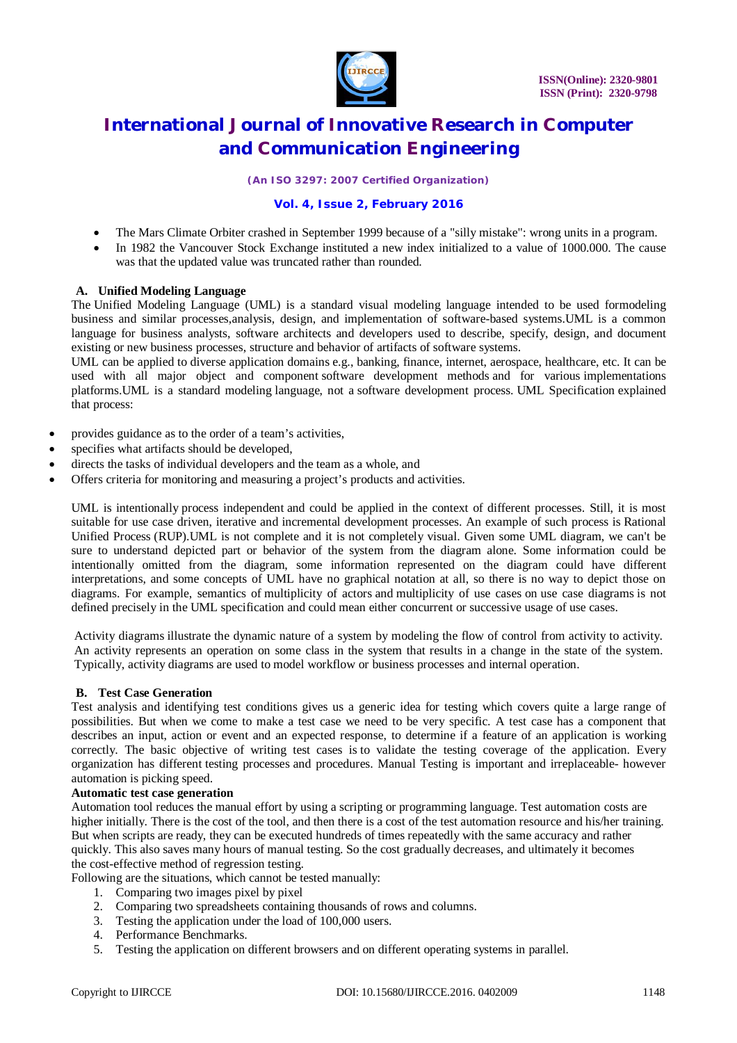- The Mars Climate Orbiter crashed in September 1999 because of a "silly mistake": wrong units in a program.
- In 1982 the Vancouver Stock Exchange instituted a new index initialized to a value of 1000.000. The cause was that the updated value was truncated rather than rounded.

### A. Unified Modeling Language

The Unified Modeling Language (UML) is a standard visual modeling language intended to be used formodeling business and similar processes,analysis, design, and implementation of software-based systems.UML is a common language for business analysts, software architects and developers used to describe, specify, design, and document existing or new business processes, structure and behavior of artifacts of software systems.

UML can be applied to diverse application domains e.g., banking, finance, internet, aerospace, healthcare, etc. It can be used with all major object and component software development methods and for various implementations platforms.UML is a standard modeling language, not a software development process. UML Specification explained that process:

- provides guidance as to the order of a team's activities,
- specifies what artifacts should be developed,
- directs the tasks of individual developers and the team as a whole, and
- Offers criteria for monitoring and measuring a project's products and activities.

UML is intentionally process independent and could be applied in the context of different processes. Still, it is most suitable for use case driven, iterative and incremental development processes. An example of such process is Rational Unified Process (RUP).UML is not complete and it is not completely visual. Given some UML diagram, we can't be sure to understand depicted part or behavior of the system from the diagram alone. Some information could be intentionally omitted from the diagram, some information represented on the diagram could have different interpretations, and some concepts of UML have no graphical notation at all, so there is no way to depict those on diagrams. For example, semantics of multiplicity of actors and multiplicity of use cases on use case diagrams is not defined precisely in the UML specification and could mean either concurrent or successive usage of use cases.

Activity diagrams illustrate the dynamic nature of a system by modeling the flow of control from activity to activity. An activity represents an operation on some class in the system that results in a change in the state of the system. Typically, activity diagrams are used to model workflow or business processes and internal operation.

### B. Test Case Generation

Test analysis and identifying test conditions gives us a generic idea for testing which covers quite a large range of possibilities. But when we come to make a test case we need to be very specific. A test case has a component that describes an input, action or event and an expected response, to determine if a feature of an application is working correctly. The basic objective of writing test cases is to validate the testing coverage of the application. Every organization has different testing processes and procedures. Manual Testing is important and irreplaceable- however automation is picking speed.

**Automatic test case generation**

Automation tool reduces the manual effort by using a scripting or programming language. Test automation costs are higher initially. There is the cost of the tool, and then there is a cost of the test automation resource and his/her training. But when scripts are ready, they can be executed hundreds of times repeatedly with the same accuracy and rather quickly. This also saves many hours of manual testing. So the cost gradually decreases, and ultimately it becomes the cost-effective method of regression testing.

Following are the situations, which cannot be tested manually:

1. Comparing two images pixel by pixel
2. Comparing two spreadsheets containing thousands of rows and columns.
3. Testing the application under the load of 100,000 users.
4. Performance Benchmarks.
5. Testing the application on different browsers and on different operating systems in parallel.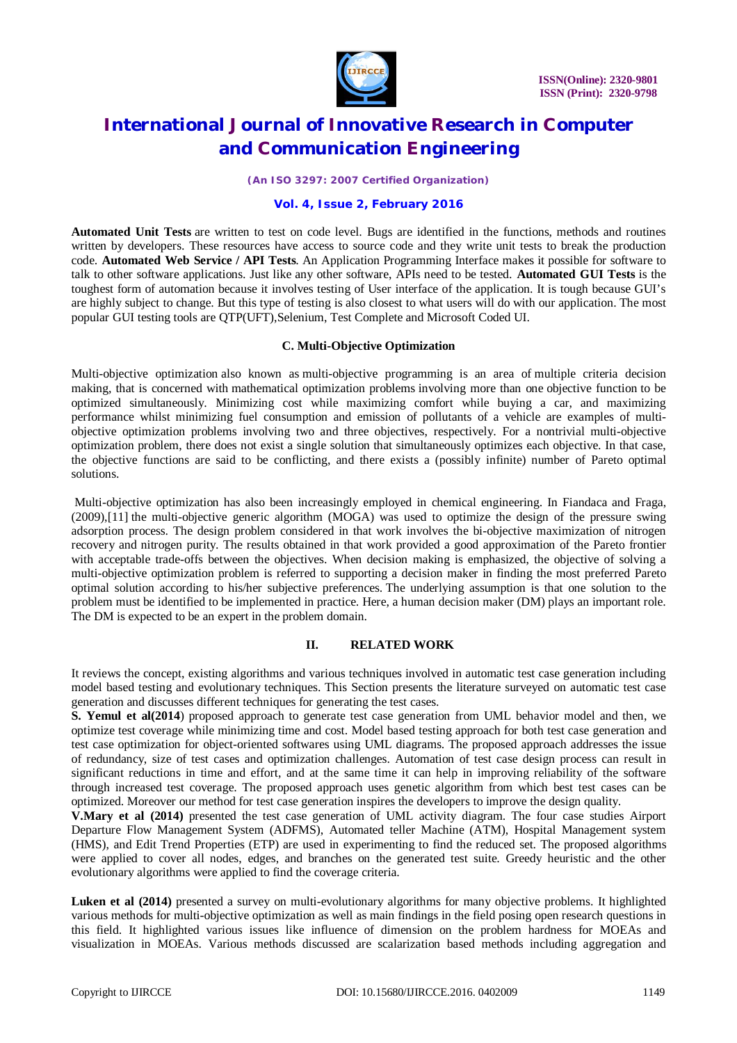**Automated Unit Tests** are written to test on code level. Bugs are identified in the functions, methods and routines written by developers. These resources have access to source code and they write unit tests to break the production code. **Automated Web Service / API Tests**. An Application Programming Interface makes it possible for software to talk to other software applications. Just like any other software, APIs need to be tested. **Automated GUI Tests** is the toughest form of automation because it involves testing of User interface of the application. It is tough because GUI's are highly subject to change. But this type of testing is also closest to what users will do with our application. The most popular GUI testing tools are QTP(UFT),Selenium, Test Complete and Microsoft Coded UI.

### C. Multi-Objective Optimization

Multi-objective optimization also known as multi-objective programming is an area of multiple criteria decision making, that is concerned with mathematical optimization problems involving more than one objective function to be optimized simultaneously. Minimizing cost while maximizing comfort while buying a car, and maximizing performance whilst minimizing fuel consumption and emission of pollutants of a vehicle are examples of multi-objective optimization problems involving two and three objectives, respectively. For a nontrivial multi-objective optimization problem, there does not exist a single solution that simultaneously optimizes each objective. In that case, the objective functions are said to be conflicting, and there exists a (possibly infinite) number of Pareto optimal solutions.

Multi-objective optimization has also been increasingly employed in chemical engineering. In Fiandaca and Fraga, (2009),[11] the multi-objective generic algorithm (MOGA) was used to optimize the design of the pressure swing adsorption process. The design problem considered in that work involves the bi-objective maximization of nitrogen recovery and nitrogen purity. The results obtained in that work provided a good approximation of the Pareto frontier with acceptable trade-offs between the objectives. When decision making is emphasized, the objective of solving a multi-objective optimization problem is referred to supporting a decision maker in finding the most preferred Pareto optimal solution according to his/her subjective preferences. The underlying assumption is that one solution to the problem must be identified to be implemented in practice. Here, a human decision maker (DM) plays an important role. The DM is expected to be an expert in the problem domain.

## II. RELATED WORK

It reviews the concept, existing algorithms and various techniques involved in automatic test case generation including model based testing and evolutionary techniques. This Section presents the literature surveyed on automatic test case generation and discusses different techniques for generating the test cases.

**S. Yemul et al(2014**) proposed approach to generate test case generation from UML behavior model and then, we optimize test coverage while minimizing time and cost. Model based testing approach for both test case generation and test case optimization for object-oriented softwares using UML diagrams. The proposed approach addresses the issue of redundancy, size of test cases and optimization challenges. Automation of test case design process can result in significant reductions in time and effort, and at the same time it can help in improving reliability of the software through increased test coverage. The proposed approach uses genetic algorithm from which best test cases can be optimized. Moreover our method for test case generation inspires the developers to improve the design quality.

**V.Mary et al (2014)** presented the test case generation of UML activity diagram. The four case studies Airport Departure Flow Management System (ADFMS), Automated teller Machine (ATM), Hospital Management system (HMS), and Edit Trend Properties (ETP) are used in experimenting to find the reduced set. The proposed algorithms were applied to cover all nodes, edges, and branches on the generated test suite. Greedy heuristic and the other evolutionary algorithms were applied to find the coverage criteria.

**Luken et al (2014)** presented a survey on multi-evolutionary algorithms for many objective problems. It highlighted various methods for multi-objective optimization as well as main findings in the field posing open research questions in this field. It highlighted various issues like influence of dimension on the problem hardness for MOEAs and visualization in MOEAs. Various methods discussed are scalarization based methods including aggregation and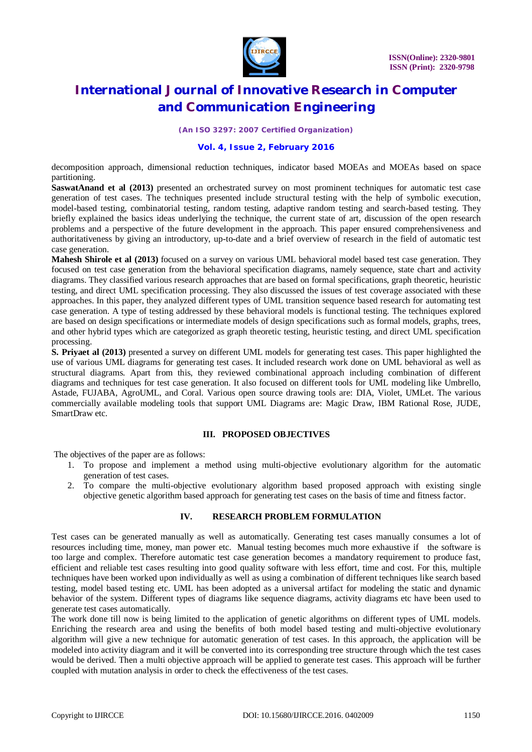decomposition approach, dimensional reduction techniques, indicator based MOEAs and MOEAs based on space partitioning.

**SaswatAnand et al (2013)** presented an orchestrated survey on most prominent techniques for automatic test case generation of test cases. The techniques presented include structural testing with the help of symbolic execution, model-based testing, combinatorial testing, random testing, adaptive random testing and search-based testing. They briefly explained the basics ideas underlying the technique, the current state of art, discussion of the open research problems and a perspective of the future development in the approach. This paper ensured comprehensiveness and authoritativeness by giving an introductory, up-to-date and a brief overview of research in the field of automatic test case generation.

**Mahesh Shirole et al (2013)** focused on a survey on various UML behavioral model based test case generation. They focused on test case generation from the behavioral specification diagrams, namely sequence, state chart and activity diagrams. They classified various research approaches that are based on formal specifications, graph theoretic, heuristic testing, and direct UML specification processing. They also discussed the issues of test coverage associated with these approaches. In this paper, they analyzed different types of UML transition sequence based research for automating test case generation. A type of testing addressed by these behavioral models is functional testing. The techniques explored are based on design specifications or intermediate models of design specifications such as formal models, graphs, trees, and other hybrid types which are categorized as graph theoretic testing, heuristic testing, and direct UML specification processing.

**S. Priyaet al (2013)** presented a survey on different UML models for generating test cases. This paper highlighted the use of various UML diagrams for generating test cases. It included research work done on UML behavioral as well as structural diagrams. Apart from this, they reviewed combinational approach including combination of different diagrams and techniques for test case generation. It also focused on different tools for UML modeling like Umbrello, Astade, FUJABA, AgroUML, and Coral. Various open source drawing tools are: DIA, Violet, UMLet. The various commercially available modeling tools that support UML Diagrams are: Magic Draw, IBM Rational Rose, JUDE, SmartDraw etc.

## III. PROPOSED OBJECTIVES

The objectives of the paper are as follows:

1. To propose and implement a method using multi-objective evolutionary algorithm for the automatic generation of test cases.
2. To compare the multi-objective evolutionary algorithm based proposed approach with existing single objective genetic algorithm based approach for generating test cases on the basis of time and fitness factor.

## IV. RESEARCH PROBLEM FORMULATION

Test cases can be generated manually as well as automatically. Generating test cases manually consumes a lot of resources including time, money, man power etc. Manual testing becomes much more exhaustive if the software is too large and complex. Therefore automatic test case generation becomes a mandatory requirement to produce fast, efficient and reliable test cases resulting into good quality software with less effort, time and cost. For this, multiple techniques have been worked upon individually as well as using a combination of different techniques like search based testing, model based testing etc. UML has been adopted as a universal artifact for modeling the static and dynamic behavior of the system. Different types of diagrams like sequence diagrams, activity diagrams etc have been used to generate test cases automatically.

The work done till now is being limited to the application of genetic algorithms on different types of UML models. Enriching the research area and using the benefits of both model based testing and multi-objective evolutionary algorithm will give a new technique for automatic generation of test cases. In this approach, the application will be modeled into activity diagram and it will be converted into its corresponding tree structure through which the test cases would be derived. Then a multi objective approach will be applied to generate test cases. This approach will be further coupled with mutation analysis in order to check the effectiveness of the test cases.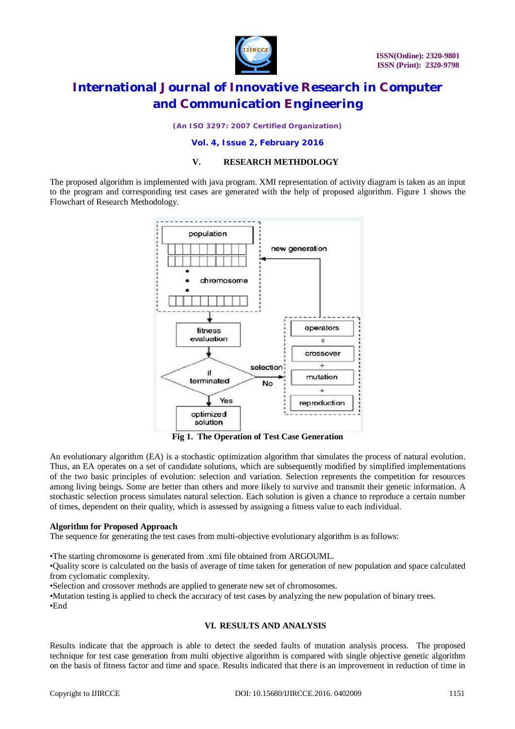## V. RESEARCH METHDOLOGY

The proposed algorithm is implemented with java program. XMI representation of activity diagram is taken as an input to the program and corresponding test cases are generated with the help of proposed algorithm. Figure 1 shows the Flowchart of Research Methodology.

Fig 1. The Operation of Test Case Generation

An evolutionary algorithm (EA) is a stochastic optimization algorithm that simulates the process of natural evolution. Thus, an EA operates on a set of candidate solutions, which are subsequently modified by simplified implementations of the two basic principles of evolution: selection and variation. Selection represents the competition for resources among living beings. Some are better than others and more likely to survive and transmit their genetic information. A stochastic selection process simulates natural selection. Each solution is given a chance to reproduce a certain number of times, dependent on their quality, which is assessed by assigning a fitness value to each individual.

**Algorithm for Proposed Approach**

The sequence for generating the test cases from multi-objective evolutionary algorithm is as follows:

•The starting chromosome is generated from .xmi file obtained from ARGOUML.
•Quality score is calculated on the basis of average of time taken for generation of new population and space calculated from cyclomatic complexity.
•Selection and crossover methods are applied to generate new set of chromosomes.
•Mutation testing is applied to check the accuracy of test cases by analyzing the new population of binary trees.
•End

## VI. RESULTS AND ANALYSIS

Results indicate that the approach is able to detect the seeded faults of mutation analysis process. The proposed technique for test case generation from multi objective algorithm is compared with single objective genetic algorithm on the basis of fitness factor and time and space. Results indicated that there is an improvement in reduction of time in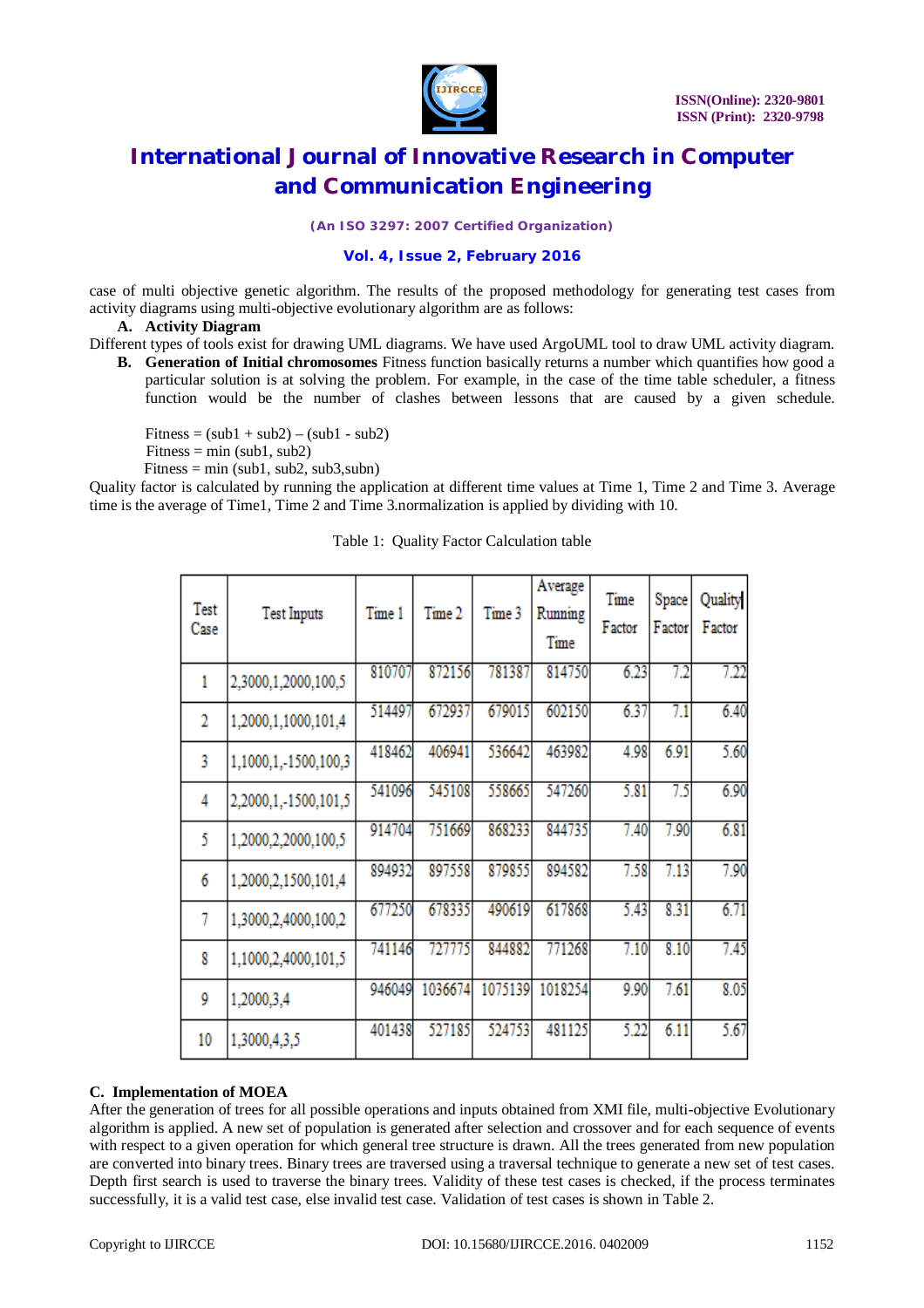case of multi objective genetic algorithm. The results of the proposed methodology for generating test cases from activity diagrams using multi-objective evolutionary algorithm are as follows:

**A. Activity Diagram**

Different types of tools exist for drawing UML diagrams. We have used ArgoUML tool to draw UML activity diagram.

**B. Generation of Initial chromosomes** Fitness function basically returns a number which quantifies how good a particular solution is at solving the problem. For example, in the case of the time table scheduler, a fitness function would be the number of clashes between lessons that are caused by a given schedule.

Fitness = (sub1 + sub2) – (sub1 - sub2)
Fitness = min (sub1, sub2)
Fitness = min (sub1, sub2, sub3,subn)

Quality factor is calculated by running the application at different time values at Time 1, Time 2 and Time 3. Average time is the average of Time1, Time 2 and Time 3.normalization is applied by dividing with 10.

Table 1: Quality Factor Calculation table

| Test Case | Test Inputs | Time 1 | Time 2 | Time 3 | Average Running Time | Time Factor | Space Factor | Quality Factor |
|---|---|---|---|---|---|---|---|---|
| 1 | 2,3000,1,2000,100,5 | 810707 | 872156 | 781387 | 814750 | 6.23 | 7.2 | 7.22 |
| 2 | 1,2000,1,1000,101,4 | 514497 | 672937 | 679015 | 602150 | 6.37 | 7.1 | 6.40 |
| 3 | 1,1000,1,-1500,100,3 | 418462 | 406941 | 536642 | 463982 | 4.98 | 6.91 | 5.60 |
| 4 | 2,2000,1,-1500,101,5 | 541096 | 545108 | 558665 | 547260 | 5.81 | 7.5 | 6.90 |
| 5 | 1,2000,2,2000,100,5 | 914704 | 751669 | 868233 | 844735 | 7.40 | 7.90 | 6.81 |
| 6 | 1,2000,2,1500,101,4 | 894932 | 897558 | 879855 | 894582 | 7.58 | 7.13 | 7.90 |
| 7 | 1,3000,2,4000,100,2 | 677250 | 678335 | 490619 | 617868 | 5.43 | 8.31 | 6.71 |
| 8 | 1,1000,2,4000,101,5 | 741146 | 727775 | 844882 | 771268 | 7.10 | 8.10 | 7.45 |
| 9 | 1,2000,3,4 | 946049 | 1036674 | 1075139 | 1018254 | 9.90 | 7.61 | 8.05 |
| 10 | 1,3000,4,3,5 | 401438 | 527185 | 524753 | 481125 | 5.22 | 6.11 | 5.67 |

**C. Implementation of MOEA**

After the generation of trees for all possible operations and inputs obtained from XMI file, multi-objective Evolutionary algorithm is applied. A new set of population is generated after selection and crossover and for each sequence of events with respect to a given operation for which general tree structure is drawn. All the trees generated from new population are converted into binary trees. Binary trees are traversed using a traversal technique to generate a new set of test cases. Depth first search is used to traverse the binary trees. Validity of these test cases is checked, if the process terminates successfully, it is a valid test case, else invalid test case. Validation of test cases is shown in Table 2.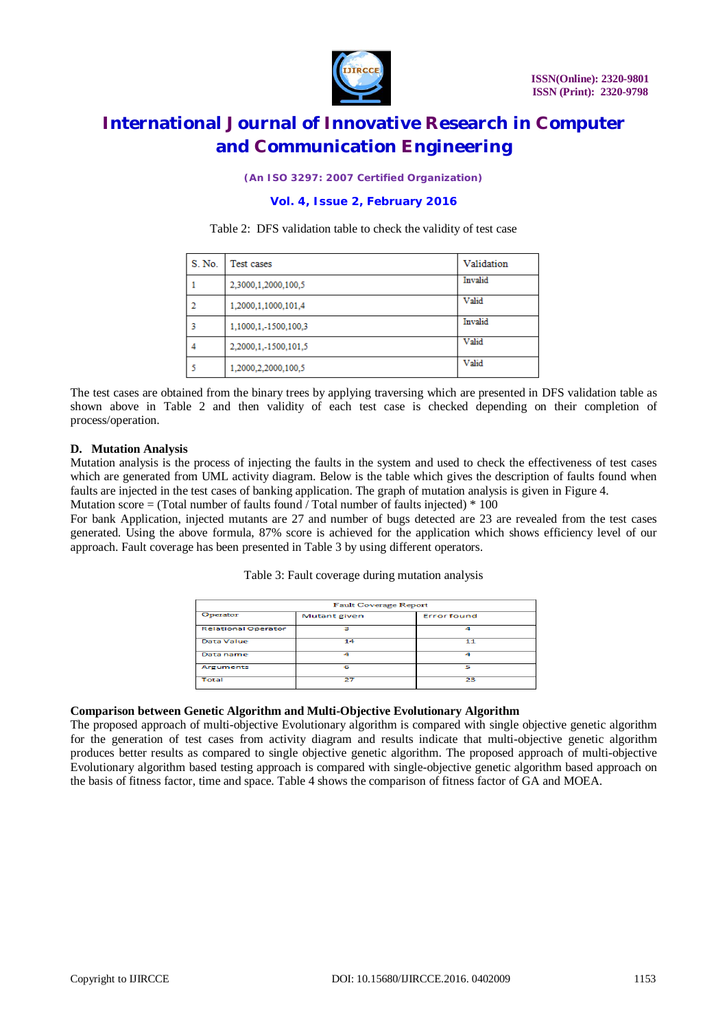Table 2: DFS validation table to check the validity of test case

| S. No. | Test cases | Validation |
|---|---|---|
| 1 | 2,3000,1,2000,100,5 | Invalid |
| 2 | 1,2000,1,1000,101,4 | Valid |
| 3 | 1,1000,1,-1500,100,3 | Invalid |
| 4 | 2,2000,1,-1500,101,5 | Valid |
| 5 | 1,2000,2,2000,100,5 | Valid |

The test cases are obtained from the binary trees by applying traversing which are presented in DFS validation table as shown above in Table 2 and then validity of each test case is checked depending on their completion of process/operation.

### D. Mutation Analysis

Mutation analysis is the process of injecting the faults in the system and used to check the effectiveness of test cases which are generated from UML activity diagram. Below is the table which gives the description of faults found when faults are injected in the test cases of banking application. The graph of mutation analysis is given in Figure 4.

Mutation score = (Total number of faults found / Total number of faults injected) * 100

For bank Application, injected mutants are 27 and number of bugs detected are 23 are revealed from the test cases generated. Using the above formula, 87% score is achieved for the application which shows efficiency level of our approach. Fault coverage has been presented in Table 3 by using different operators.

Table 3: Fault coverage during mutation analysis

| Fault Coverage Report | | |
|---|---|---|
| Operator | Mutant given | Error found |
| Relational Operator | 3 | 4 |
| Data Value | 14 | 11 |
| Data name | 4 | 4 |
| Arguments | 6 | 5 |
| Total | 27 | 23 |

### Comparison between Genetic Algorithm and Multi-Objective Evolutionary Algorithm

The proposed approach of multi-objective Evolutionary algorithm is compared with single objective genetic algorithm for the generation of test cases from activity diagram and results indicate that multi-objective genetic algorithm produces better results as compared to single objective genetic algorithm. The proposed approach of multi-objective Evolutionary algorithm based testing approach is compared with single-objective genetic algorithm based approach on the basis of fitness factor, time and space. Table 4 shows the comparison of fitness factor of GA and MOEA.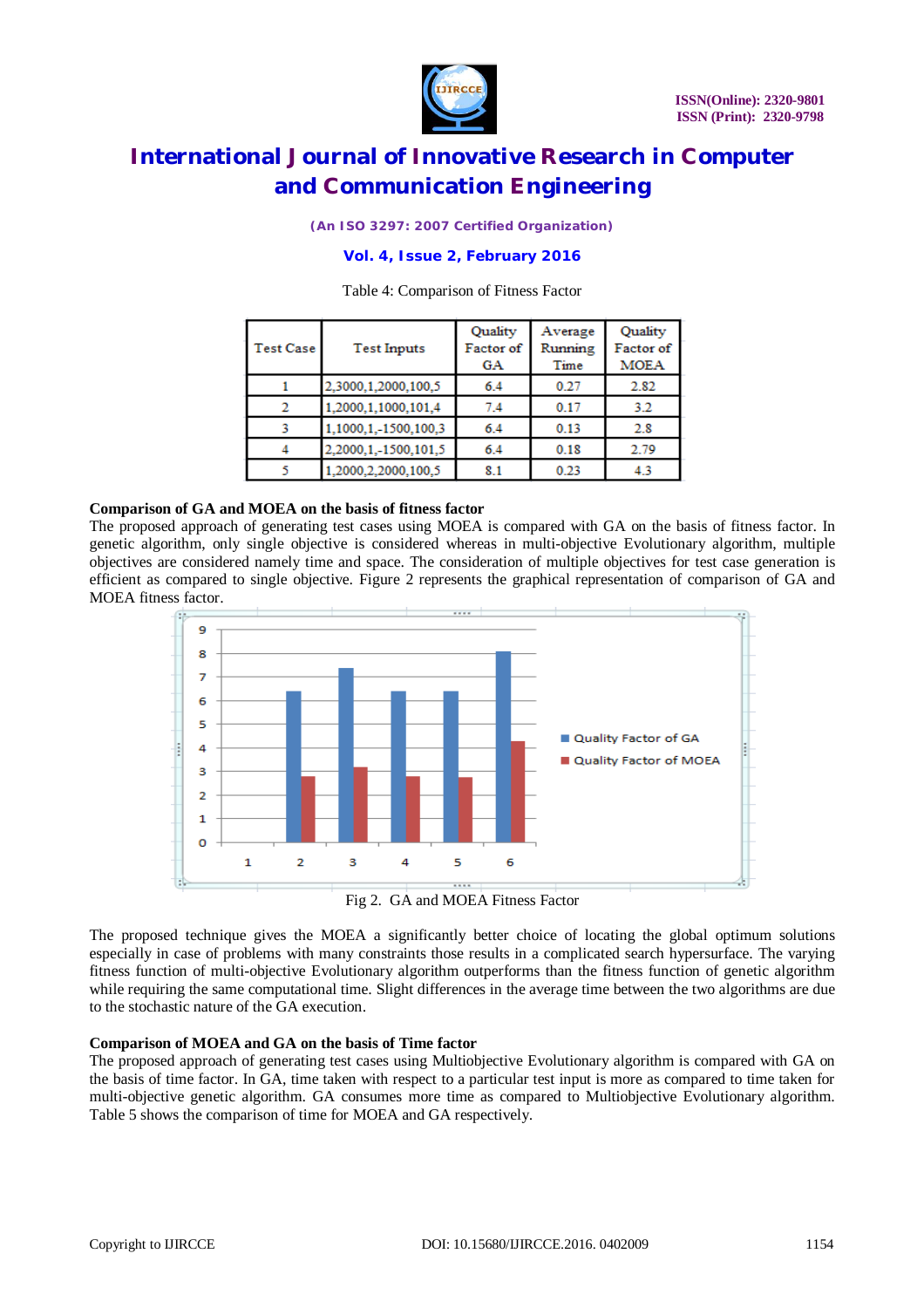Table 4: Comparison of Fitness Factor

| Test Case | Test Inputs | Quality Factor of GA | Average Running Time | Quality Factor of MOEA |
|---|---|---|---|---|
| 1 | 2,3000,1,2000,100,5 | 6.4 | 0.27 | 2.82 |
| 2 | 1,2000,1,1000,101,4 | 7.4 | 0.17 | 3.2 |
| 3 | 1,1000,1,-1500,100,3 | 6.4 | 0.13 | 2.8 |
| 4 | 2,2000,1,-1500,101,5 | 6.4 | 0.18 | 2.79 |
| 5 | 1,2000,2,2000,100,5 | 8.1 | 0.23 | 4.3 |

**Comparison of GA and MOEA on the basis of fitness factor**

The proposed approach of generating test cases using MOEA is compared with GA on the basis of fitness factor. In genetic algorithm, only single objective is considered whereas in multi-objective Evolutionary algorithm, multiple objectives are considered namely time and space. The consideration of multiple objectives for test case generation is efficient as compared to single objective. Figure 2 represents the graphical representation of comparison of GA and MOEA fitness factor.

Fig 2. GA and MOEA Fitness Factor

The proposed technique gives the MOEA a significantly better choice of locating the global optimum solutions especially in case of problems with many constraints those results in a complicated search hypersurface. The varying fitness function of multi-objective Evolutionary algorithm outperforms than the fitness function of genetic algorithm while requiring the same computational time. Slight differences in the average time between the two algorithms are due to the stochastic nature of the GA execution.

**Comparison of MOEA and GA on the basis of Time factor**

The proposed approach of generating test cases using Multiobjective Evolutionary algorithm is compared with GA on the basis of time factor. In GA, time taken with respect to a particular test input is more as compared to time taken for multi-objective genetic algorithm. GA consumes more time as compared to Multiobjective Evolutionary algorithm. Table 5 shows the comparison of time for MOEA and GA respectively.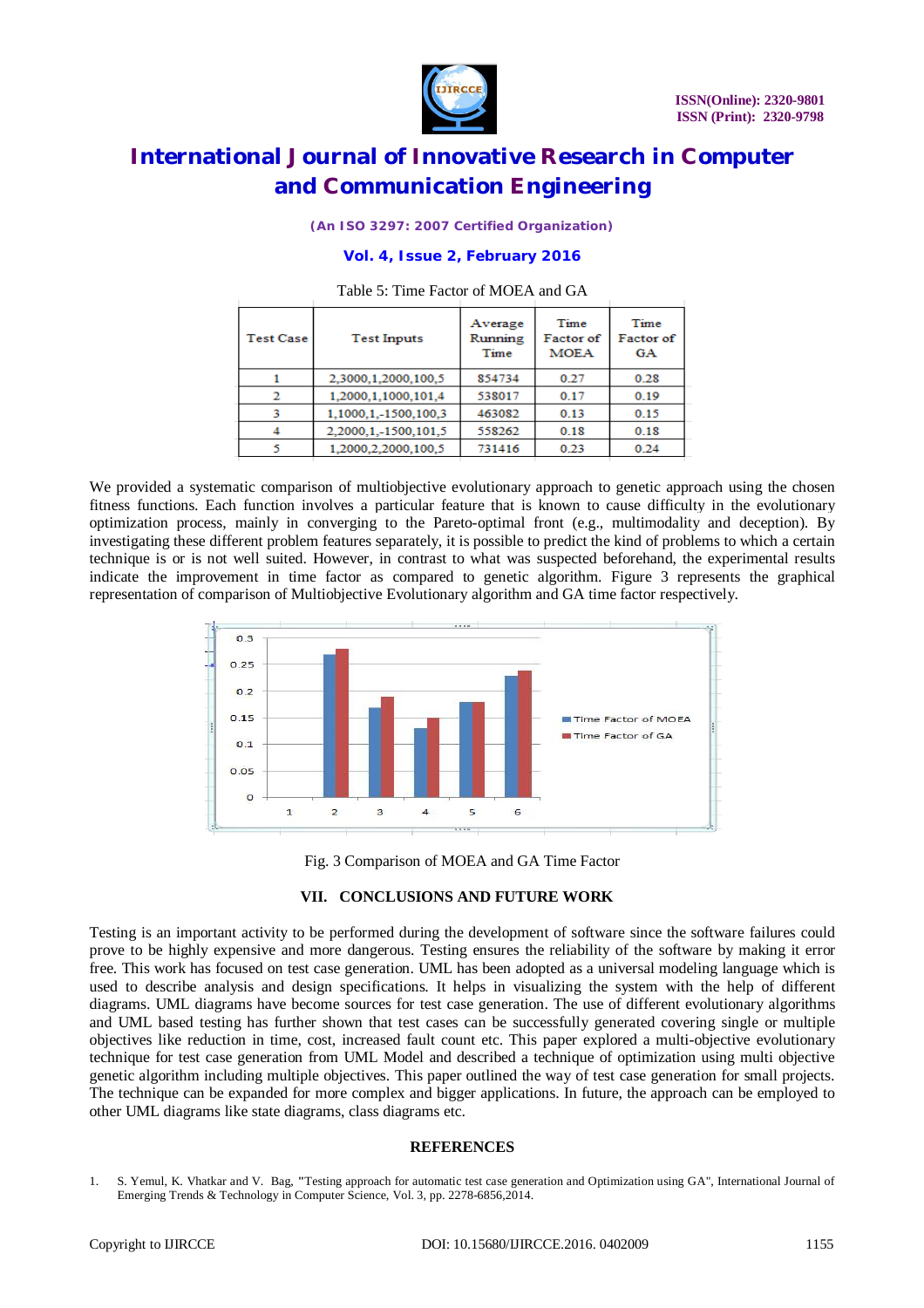Table 5: Time Factor of MOEA and GA

| Test Case | Test Inputs | Average Running Time | Time Factor of MOEA | Time Factor of GA |
|---|---|---|---|---|
| 1 | 2,3000,1,2000,100,5 | 854734 | 0.27 | 0.28 |
| 2 | 1,2000,1,1000,101,4 | 538017 | 0.17 | 0.19 |
| 3 | 1,1000,1,-1500,100,3 | 463082 | 0.13 | 0.15 |
| 4 | 2,2000,1,-1500,101,5 | 558262 | 0.18 | 0.18 |
| 5 | 1,2000,2,2000,100,5 | 731416 | 0.23 | 0.24 |

We provided a systematic comparison of multiobjective evolutionary approach to genetic approach using the chosen fitness functions. Each function involves a particular feature that is known to cause difficulty in the evolutionary optimization process, mainly in converging to the Pareto-optimal front (e.g., multimodality and deception). By investigating these different problem features separately, it is possible to predict the kind of problems to which a certain technique is or is not well suited. However, in contrast to what was suspected beforehand, the experimental results indicate the improvement in time factor as compared to genetic algorithm. Figure 3 represents the graphical representation of comparison of Multiobjective Evolutionary algorithm and GA time factor respectively.

Fig. 3 Comparison of MOEA and GA Time Factor

## VII. CONCLUSIONS AND FUTURE WORK

Testing is an important activity to be performed during the development of software since the software failures could prove to be highly expensive and more dangerous. Testing ensures the reliability of the software by making it error free. This work has focused on test case generation. UML has been adopted as a universal modeling language which is used to describe analysis and design specifications. It helps in visualizing the system with the help of different diagrams. UML diagrams have become sources for test case generation. The use of different evolutionary algorithms and UML based testing has further shown that test cases can be successfully generated covering single or multiple objectives like reduction in time, cost, increased fault count etc. This paper explored a multi-objective evolutionary technique for test case generation from UML Model and described a technique of optimization using multi objective genetic algorithm including multiple objectives. This paper outlined the way of test case generation for small projects. The technique can be expanded for more complex and bigger applications. In future, the approach can be employed to other UML diagrams like state diagrams, class diagrams etc.

## REFERENCES

1. S. Yemul, K. Vhatkar and V. Bag, "Testing approach for automatic test case generation and Optimization using GA", International Journal of Emerging Trends & Technology in Computer Science, Vol. 3, pp. 2278-6856,2014.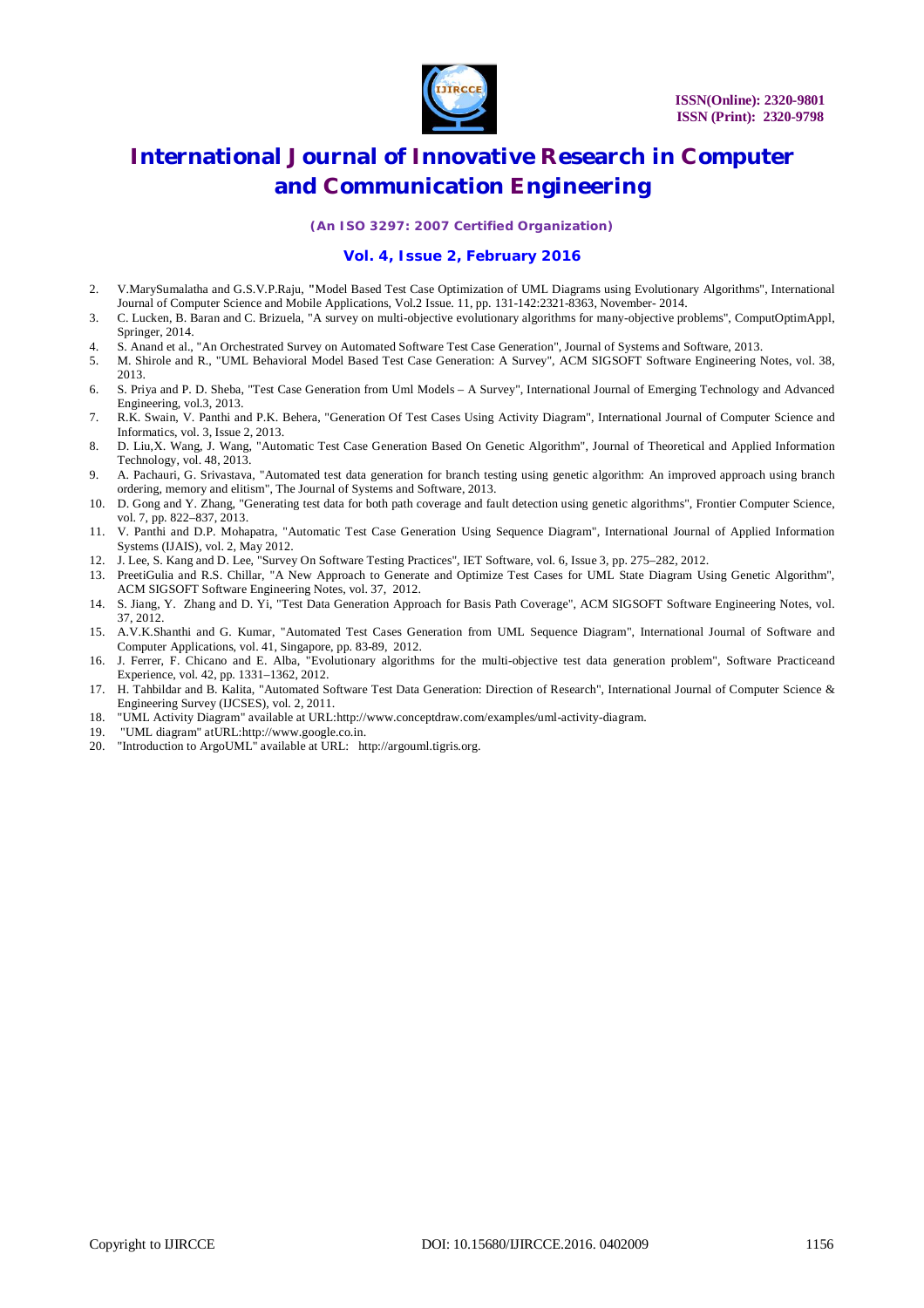2. V.MarySumalatha and G.S.V.P.Raju, "Model Based Test Case Optimization of UML Diagrams using Evolutionary Algorithms", International Journal of Computer Science and Mobile Applications, Vol.2 Issue. 11, pp. 131-142:2321-8363, November- 2014.
3. C. Lucken, B. Baran and C. Brizuela, "A survey on multi-objective evolutionary algorithms for many-objective problems", ComputOptimAppl, Springer, 2014.
4. S. Anand et al., "An Orchestrated Survey on Automated Software Test Case Generation", Journal of Systems and Software, 2013.
5. M. Shirole and R., "UML Behavioral Model Based Test Case Generation: A Survey", ACM SIGSOFT Software Engineering Notes, vol. 38, 2013.
6. S. Priya and P. D. Sheba, "Test Case Generation from Uml Models – A Survey", International Journal of Emerging Technology and Advanced Engineering, vol.3, 2013.
7. R.K. Swain, V. Panthi and P.K. Behera, "Generation Of Test Cases Using Activity Diagram", International Journal of Computer Science and Informatics, vol. 3, Issue 2, 2013.
8. D. Liu,X. Wang, J. Wang, "Automatic Test Case Generation Based On Genetic Algorithm", Journal of Theoretical and Applied Information Technology, vol. 48, 2013.
9. A. Pachauri, G. Srivastava, "Automated test data generation for branch testing using genetic algorithm: An improved approach using branch ordering, memory and elitism", The Journal of Systems and Software, 2013.
10. D. Gong and Y. Zhang, "Generating test data for both path coverage and fault detection using genetic algorithms", Frontier Computer Science, vol. 7, pp. 822–837, 2013.
11. V. Panthi and D.P. Mohapatra, "Automatic Test Case Generation Using Sequence Diagram", International Journal of Applied Information Systems (IJAIS), vol. 2, May 2012.
12. J. Lee, S. Kang and D. Lee, "Survey On Software Testing Practices", IET Software, vol. 6, Issue 3, pp. 275–282, 2012.
13. PreetiGulia and R.S. Chillar, "A New Approach to Generate and Optimize Test Cases for UML State Diagram Using Genetic Algorithm", ACM SIGSOFT Software Engineering Notes, vol. 37, 2012.
14. S. Jiang, Y. Zhang and D. Yi, "Test Data Generation Approach for Basis Path Coverage", ACM SIGSOFT Software Engineering Notes, vol. 37, 2012.
15. A.V.K.Shanthi and G. Kumar, "Automated Test Cases Generation from UML Sequence Diagram", International Journal of Software and Computer Applications, vol. 41, Singapore, pp. 83-89, 2012.
16. J. Ferrer, F. Chicano and E. Alba, "Evolutionary algorithms for the multi-objective test data generation problem", Software Practiceand Experience, vol. 42, pp. 1331–1362, 2012.
17. H. Tahbildar and B. Kalita, "Automated Software Test Data Generation: Direction of Research", International Journal of Computer Science & Engineering Survey (IJCSES), vol. 2, 2011.
18. "UML Activity Diagram" available at URL:http://www.conceptdraw.com/examples/uml-activity-diagram.
19. "UML diagram" atURL:http://www.google.co.in.
20. "Introduction to ArgoUML" available at URL: http://argouml.tigris.org.